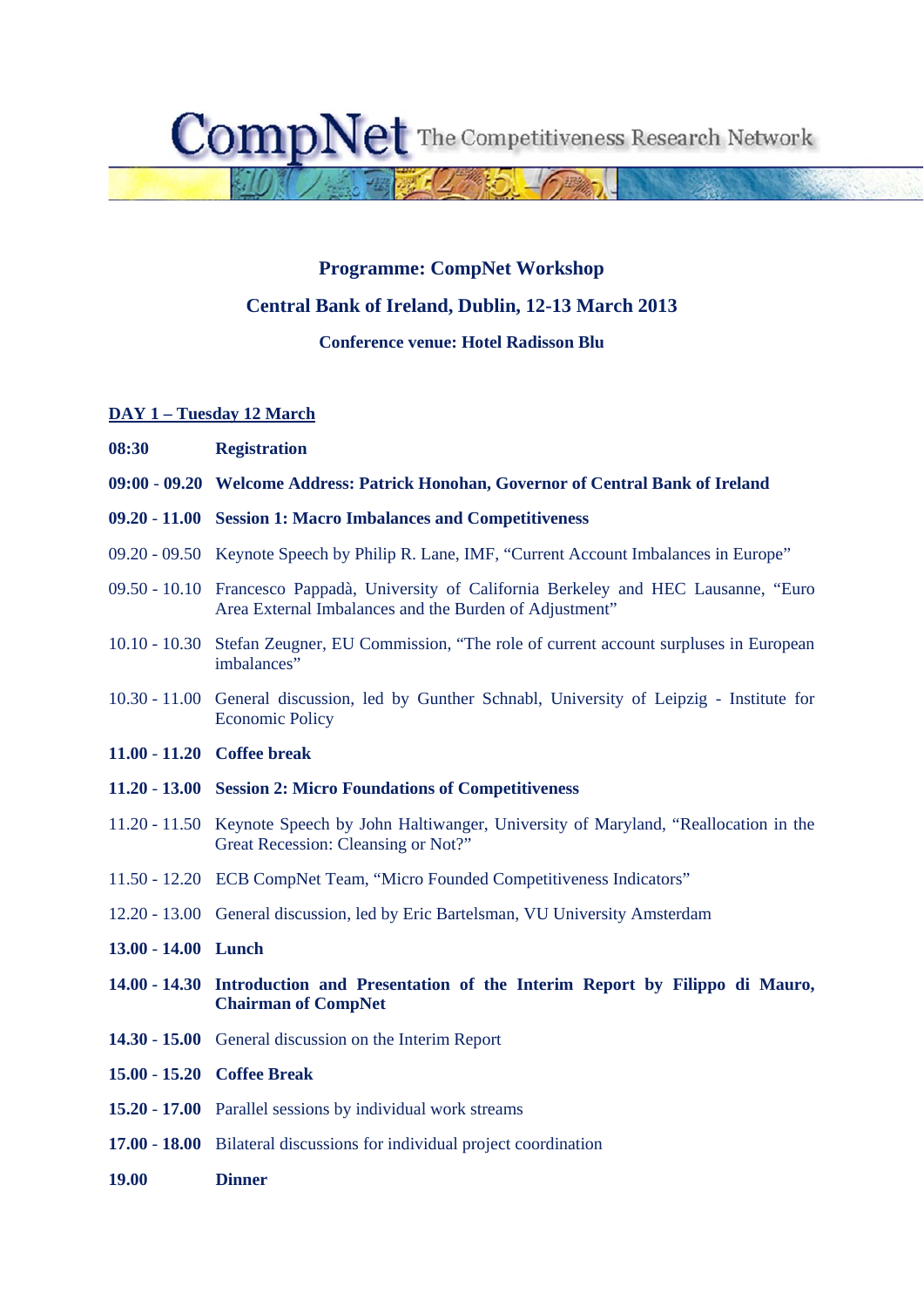CompNet The Competitiveness Research Network

**Programme: CompNet Workshop**

**Central Bank of Ireland, Dublin, 12-13 March 2013**

**Conference venue: Hotel Radisson Blu**

## DAY 1 – Tuesday 12 March

**08:30** **Registration**

**09:00 - 09.20** **Welcome Address: Patrick Honohan, Governor of Central Bank of Ireland**

**09.20 - 11.00** **Session 1: Macro Imbalances and Competitiveness**

09.20 - 09.50 Keynote Speech by Philip R. Lane, IMF, "Current Account Imbalances in Europe"

09.50 - 10.10 Francesco Pappadà, University of California Berkeley and HEC Lausanne, "Euro Area External Imbalances and the Burden of Adjustment"

10.10 - 10.30 Stefan Zeugner, EU Commission, "The role of current account surpluses in European imbalances"

10.30 - 11.00 General discussion, led by Gunther Schnabl, University of Leipzig - Institute for Economic Policy

**11.00 - 11.20** **Coffee break**

**11.20 - 13.00** **Session 2: Micro Foundations of Competitiveness**

11.20 - 11.50 Keynote Speech by John Haltiwanger, University of Maryland, "Reallocation in the Great Recession: Cleansing or Not?"

11.50 - 12.20 ECB CompNet Team, "Micro Founded Competitiveness Indicators"

12.20 - 13.00 General discussion, led by Eric Bartelsman, VU University Amsterdam

**13.00 - 14.00** **Lunch**

**14.00 - 14.30** **Introduction and Presentation of the Interim Report by Filippo di Mauro, Chairman of CompNet**

**14.30 - 15.00** General discussion on the Interim Report

**15.00 - 15.20** **Coffee Break**

**15.20 - 17.00** Parallel sessions by individual work streams

**17.00 - 18.00** Bilateral discussions for individual project coordination

**19.00** **Dinner**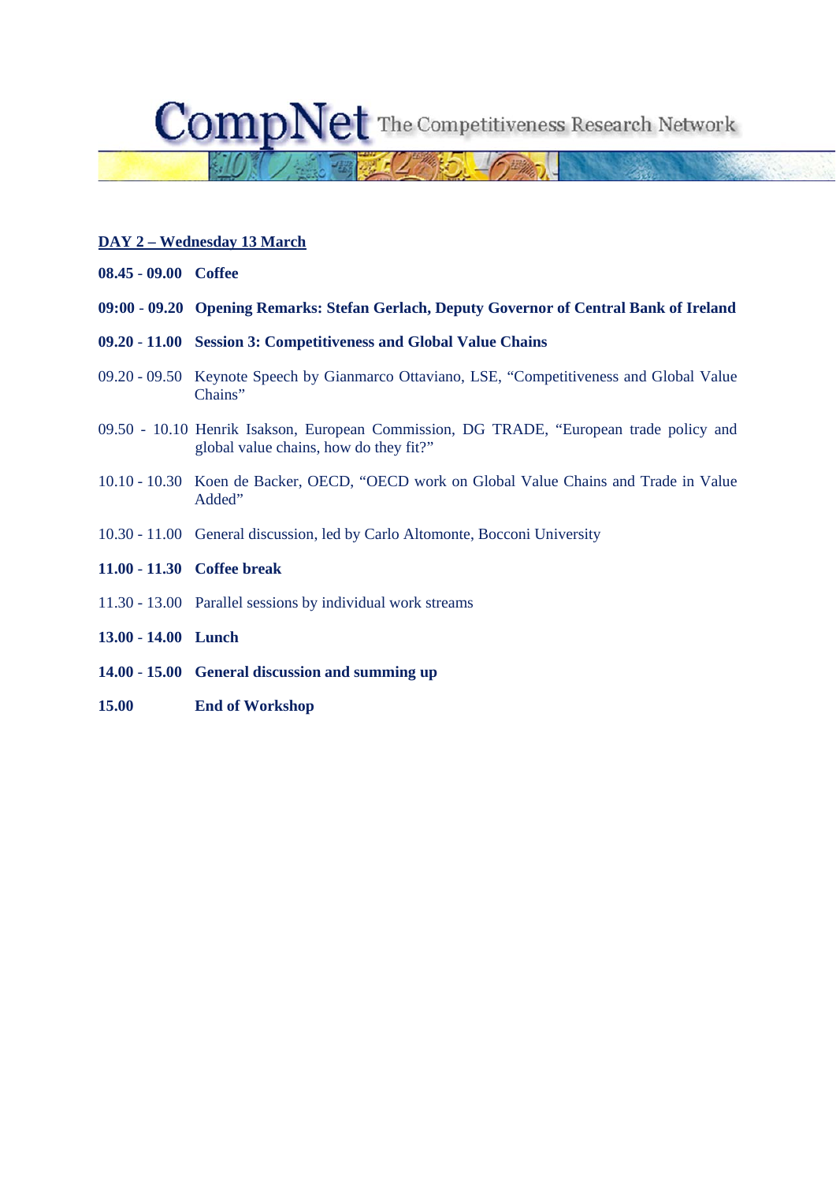CompNet The Competitiveness Research Network

**DAY 2 – Wednesday 13 March**

**08.45 - 09.00 Coffee**

**09:00 - 09.20 Opening Remarks: Stefan Gerlach, Deputy Governor of Central Bank of Ireland**

**09.20 - 11.00 Session 3: Competitiveness and Global Value Chains**

09.20 - 09.50 Keynote Speech by Gianmarco Ottaviano, LSE, "Competitiveness and Global Value Chains"

09.50 - 10.10 Henrik Isakson, European Commission, DG TRADE, "European trade policy and global value chains, how do they fit?"

10.10 - 10.30 Koen de Backer, OECD, "OECD work on Global Value Chains and Trade in Value Added"

10.30 - 11.00 General discussion, led by Carlo Altomonte, Bocconi University

**11.00 - 11.30 Coffee break**

11.30 - 13.00 Parallel sessions by individual work streams

**13.00 - 14.00 Lunch**

**14.00 - 15.00 General discussion and summing up**

**15.00 End of Workshop**